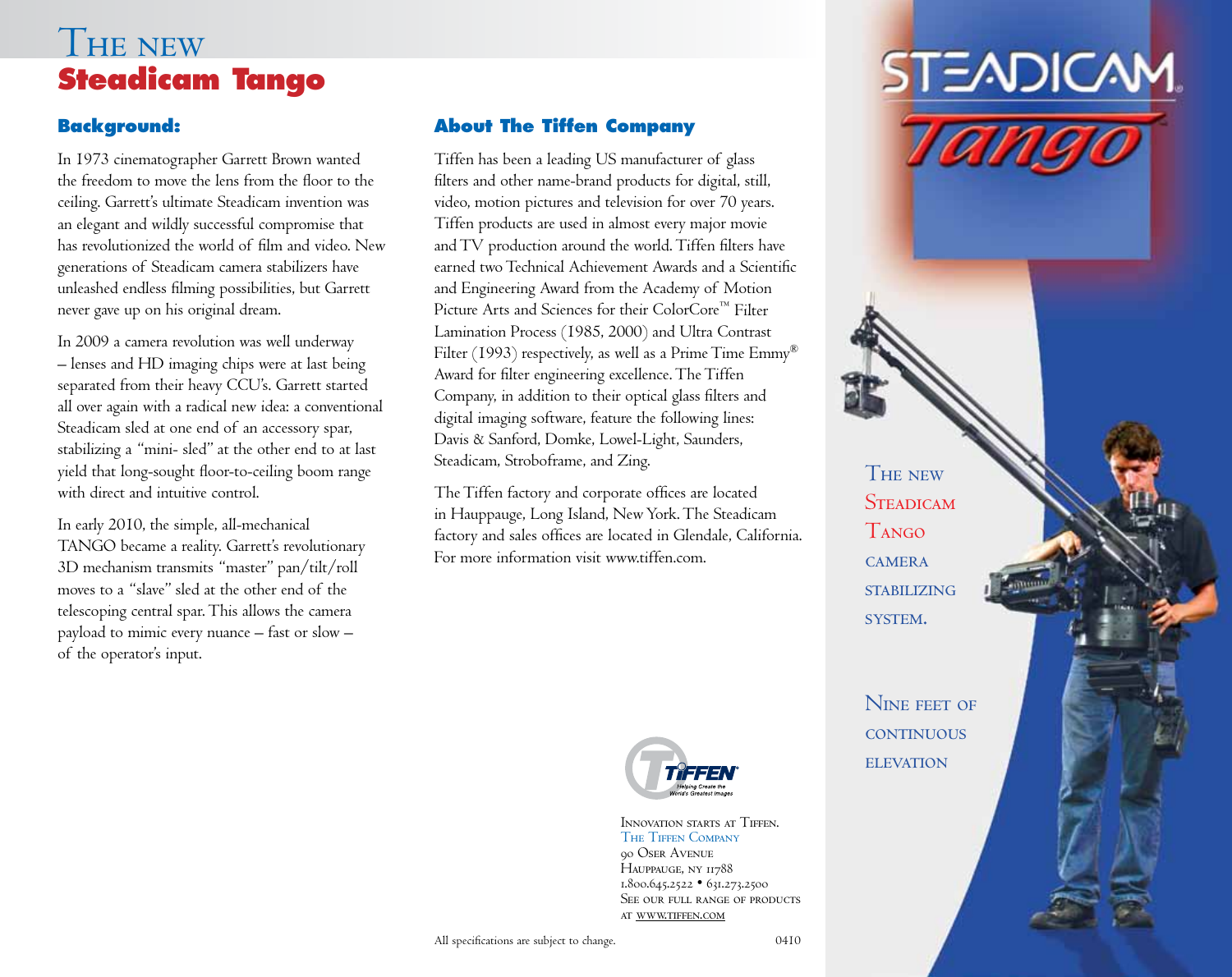# The new Steadicam Tango

## Background:

In 1973 cinematographer Garrett Brown wanted the freedom to move the lens from the floor to the ceiling. Garrett's ultimate Steadicam invention was an elegant and wildly successful compromise that has revolutionized the world of film and video. New generations of Steadicam camera stabilizers have unleashed endless filming possibilities, but Garrett never gave up on his original dream.

In 2009 a camera revolution was well underway – lenses and HD imaging chips were at last being separated from their heavy CCU's. Garrett started all over again with a radical new idea: a conventional Steadicam sled at one end of an accessory spar, stabilizing a "mini- sled" at the other end to at last yield that long-sought floor-to-ceiling boom range with direct and intuitive control.

In early 2010, the simple, all-mechanical TANGO became a reality. Garrett's revolutionary 3D mechanism transmits "master" pan/tilt/roll moves to a "slave" sled at the other end of the telescoping central spar. This allows the camera payload to mimic every nuance – fast or slow – of the operator's input.

## About The Tiffen Company

Tiffen has been a leading US manufacturer of glass filters and other name-brand products for digital, still, video, motion pictures and television for over 70 years. Tiffen products are used in almost every major movie and TV production around the world. Tiffen filters have earned two Technical Achievement Awards and a Scientific and Engineering Award from the Academy of Motion Picture Arts and Sciences for their ColorCore™ Filter Lamination Process (1985, 2000) and Ultra Contrast Filter (1993) respectively, as well as a Prime Time Emmy® Award for filter engineering excellence. The Tiffen Company, in addition to their optical glass filters and digital imaging software, feature the following lines: Davis & Sanford, Domke, Lowel-Light, Saunders, Steadicam, Stroboframe, and Zing.

The Tiffen factory and corporate offices are located in Hauppauge, Long Island, New York. The Steadicam factory and sales offices are located in Glendale, California. For more information visit www.tiffen.com.

TIFFEN
Helping Create the World's Greatest Images

Innovation starts at Tiffen.
The Tiffen Company
90 Oser Avenue
Hauppauge, NY 11788
1.800.645.2522 • 631.273.2500
See our full range of products at www.tiffen.com

All specifications are subject to change.

0410

STEADICAM Tango

The new Steadicam Tango camera stabilizing system.

Nine feet of continuous elevation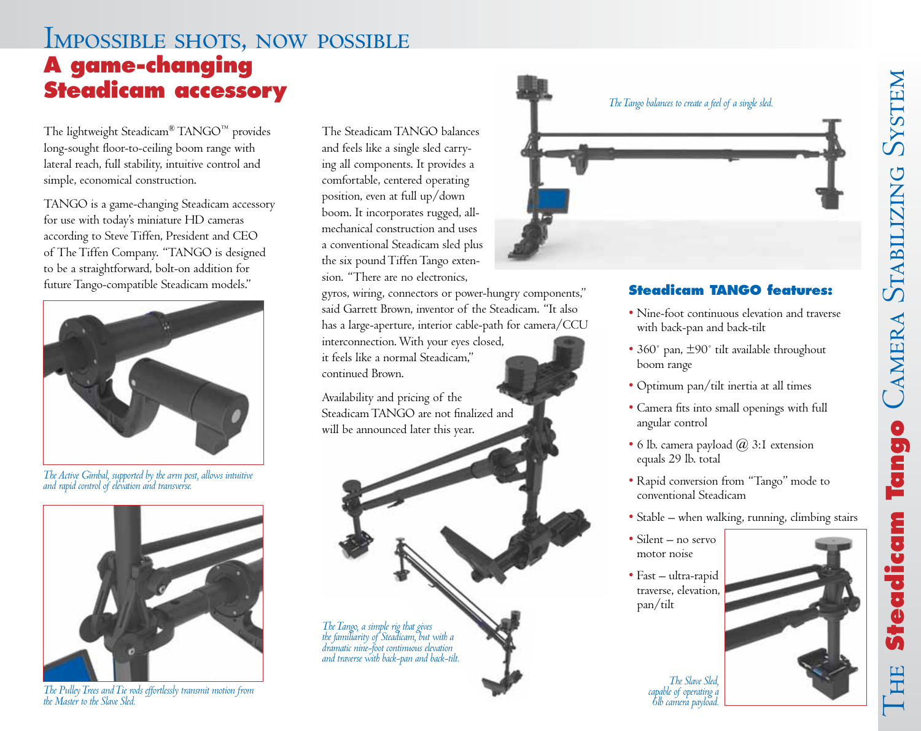# Impossible shots, now possible

## A game-changing Steadicam accessory

The lightweight Steadicam® TANGO™ provides long-sought floor-to-ceiling boom range with lateral reach, full stability, intuitive control and simple, economical construction.

TANGO is a game-changing Steadicam accessory for use with today's miniature HD cameras according to Steve Tiffen, President and CEO of The Tiffen Company. "TANGO is designed to be a straightforward, bolt-on addition for future Tango-compatible Steadicam models."

*The Active Gimbal, supported by the arm post, allows intuitive and rapid control of elevation and transverse.*

*The Pulley Trees and Tie rods effortlessly transmit motion from the Master to the Slave Sled.*

The Steadicam TANGO balances and feels like a single sled carrying all components. It provides a comfortable, centered operating position, even at full up/down boom. It incorporates rugged, all-mechanical construction and uses a conventional Steadicam sled plus the six pound Tiffen Tango extension. "There are no electronics, gyros, wiring, connectors or power-hungry components," said Garrett Brown, inventor of the Steadicam. "It also has a large-aperture, interior cable-path for camera/CCU interconnection. With your eyes closed, it feels like a normal Steadicam," continued Brown.

Availability and pricing of the Steadicam TANGO are not finalized and will be announced later this year.

*The Tango balances to create a feel of a single sled.*

*The Tango, a simple rig that gives the familiarity of Steadicam, but with a dramatic nine-foot continuous elevation and traverse with back-pan and back-tilt.*

### Steadicam TANGO features:

- Nine-foot continuous elevation and traverse with back-pan and back-tilt
- 360° pan, ±90° tilt available throughout boom range
- Optimum pan/tilt inertia at all times
- Camera fits into small openings with full angular control
- 6 lb. camera payload @ 3:1 extension equals 29 lb. total
- Rapid conversion from "Tango" mode to conventional Steadicam
- Stable – when walking, running, climbing stairs
- Silent – no servo motor noise
- Fast – ultra-rapid traverse, elevation, pan/tilt

*The Slave Sled, capable of operating a 6lb camera payload.*